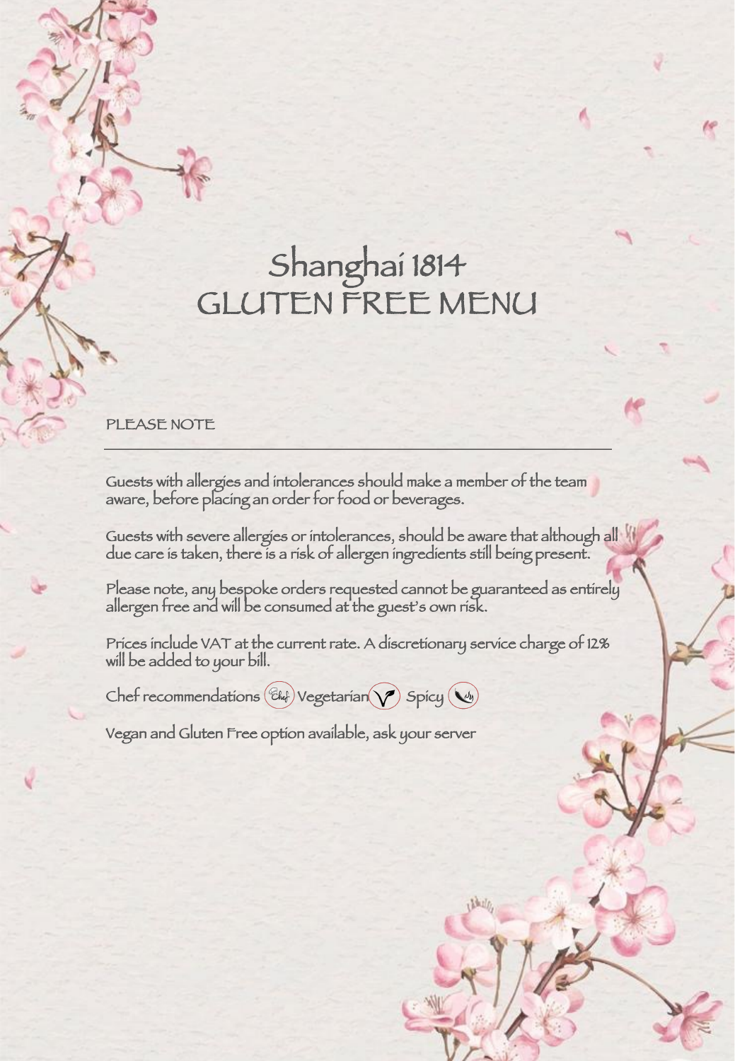# Shanghai 1814
# GLUTEN FREE MENU

PLEASE NOTE

---

Guests with allergies and intolerances should make a member of the team aware, before placing an order for food or beverages.

Guests with severe allergies or intolerances, should be aware that although all due care is taken, there is a risk of allergen ingredients still being present.

Please note, any bespoke orders requested cannot be guaranteed as entirely allergen free and will be consumed at the guest's own risk.

Prices include VAT at the current rate. A discretionary service charge of 12% will be added to your bill.

Chef recommendations (Chef) Vegetarian (V) Spicy

Vegan and Gluten Free option available, ask your server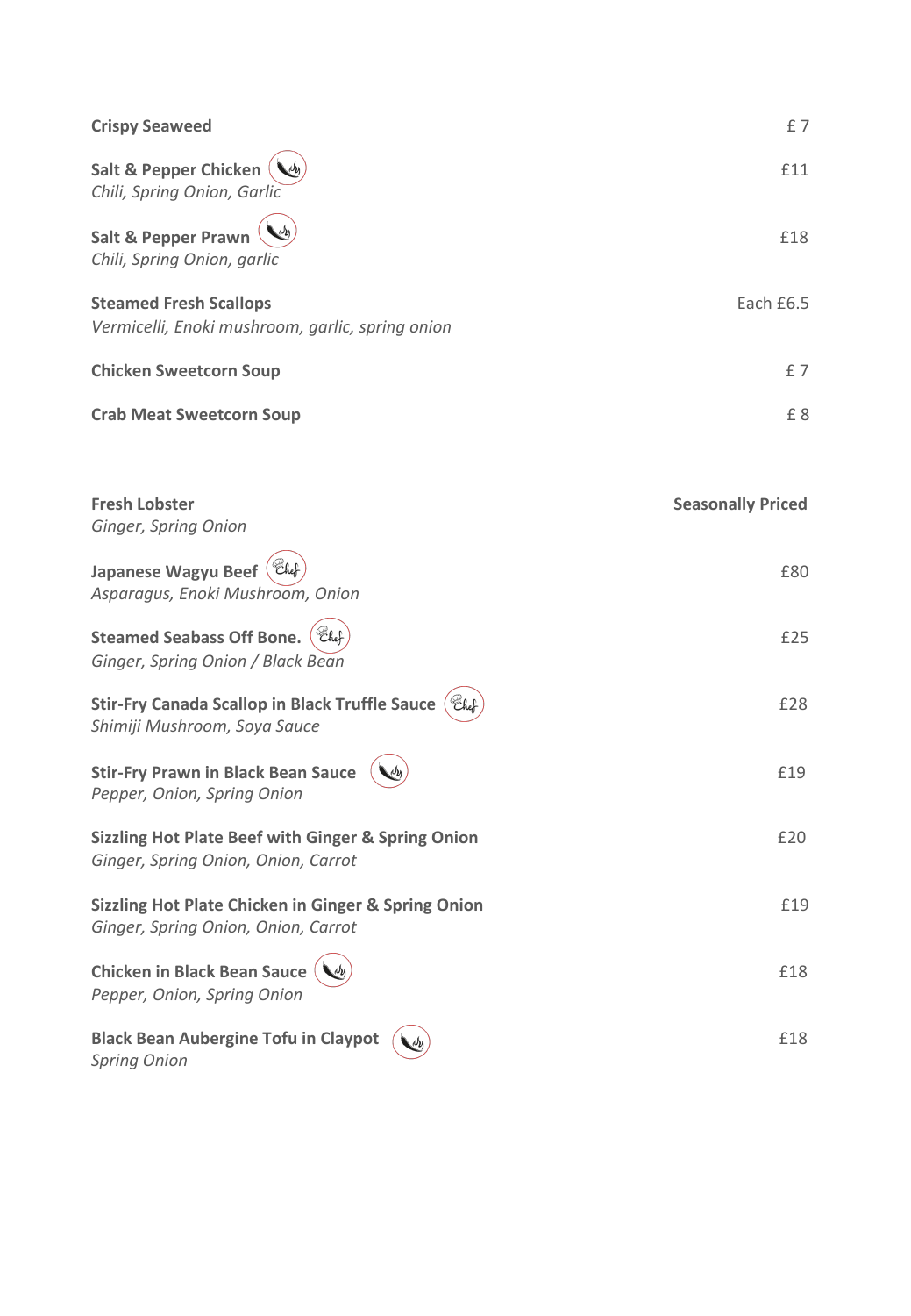**Crispy Seaweed** £ 7

**Salt & Pepper Chicken** £11
*Chili, Spring Onion, Garlic*

**Salt & Pepper Prawn** £18
*Chili, Spring Onion, garlic*

**Steamed Fresh Scallops** Each £6.5
*Vermicelli, Enoki mushroom, garlic, spring onion*

**Chicken Sweetcorn Soup** £ 7

**Crab Meat Sweetcorn Soup** £ 8

**Fresh Lobster** **Seasonally Priced**
*Ginger, Spring Onion*

**Japanese Wagyu Beef** £80
*Asparagus, Enoki Mushroom, Onion*

**Steamed Seabass Off Bone.** £25
*Ginger, Spring Onion / Black Bean*

**Stir-Fry Canada Scallop in Black Truffle Sauce** £28
*Shimiji Mushroom, Soya Sauce*

**Stir-Fry Prawn in Black Bean Sauce** £19
*Pepper, Onion, Spring Onion*

**Sizzling Hot Plate Beef with Ginger & Spring Onion** £20
*Ginger, Spring Onion, Onion, Carrot*

**Sizzling Hot Plate Chicken in Ginger & Spring Onion** £19
*Ginger, Spring Onion, Onion, Carrot*

**Chicken in Black Bean Sauce** £18
*Pepper, Onion, Spring Onion*

**Black Bean Aubergine Tofu in Claypot** £18
*Spring Onion*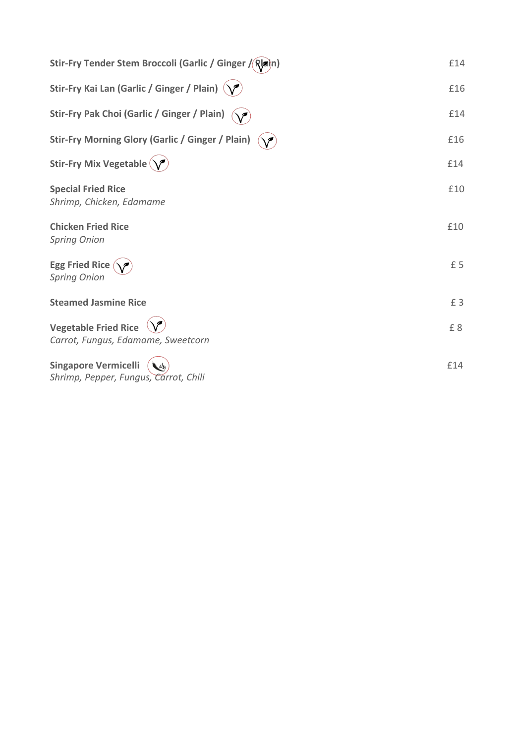**Stir-Fry Tender Stem Broccoli (Garlic / Ginger / Plain)** £14

**Stir-Fry Kai Lan (Garlic / Ginger / Plain)** £16

**Stir-Fry Pak Choi (Garlic / Ginger / Plain)** £14

**Stir-Fry Morning Glory (Garlic / Ginger / Plain)** £16

**Stir-Fry Mix Vegetable** £14

**Special Fried Rice** £10
*Shrimp, Chicken, Edamame*

**Chicken Fried Rice** £10
*Spring Onion*

**Egg Fried Rice** £ 5
*Spring Onion*

**Steamed Jasmine Rice** £ 3

**Vegetable Fried Rice** £ 8
*Carrot, Fungus, Edamame, Sweetcorn*

**Singapore Vermicelli** £14
*Shrimp, Pepper, Fungus, Carrot, Chili*